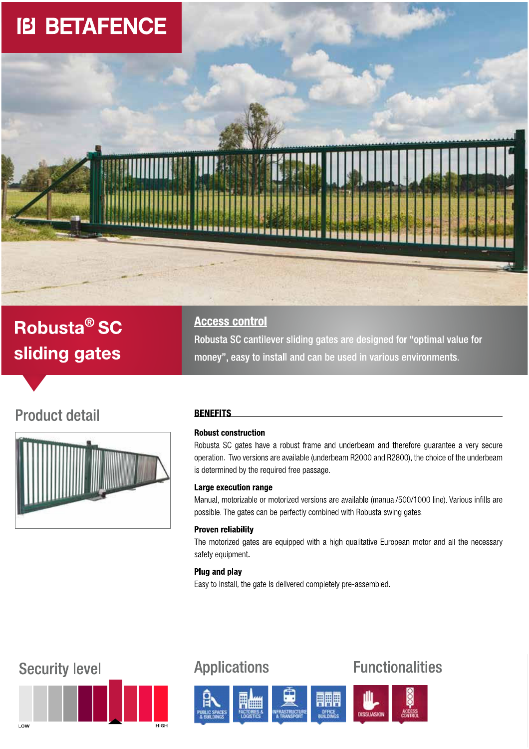BETAFENCE

# Robusta® SC sliding gates

## Access control

Robusta SC cantilever sliding gates are designed for "optimal value for money", easy to install and can be used in various environments.

## Product detail

## BENEFITS

**Robust construction**

Robusta SC gates have a robust frame and underbeam and therefore guarantee a very secure operation. Two versions are available (underbeam R2000 and R2800), the choice of the underbeam is determined by the required free passage.

**Large execution range**

Manual, motorizable or motorized versions are available (manual/500/1000 line). Various infills are possible. The gates can be perfectly combined with Robusta swing gates.

**Proven reliability**

The motorized gates are equipped with a high qualitative European motor and all the necessary safety equipment.

**Plug and play**

Easy to install, the gate is delivered completely pre-assembled.

## Security level

LOW HIGH

## Applications

PUBLIC SPACES & BUILDINGS

FACTORIES & LOGISTICS

INFRASTRUCTURE & TRANSPORT

OFFICE BUILDINGS

## Functionalities

DISSUASION

ACCESS CONTROL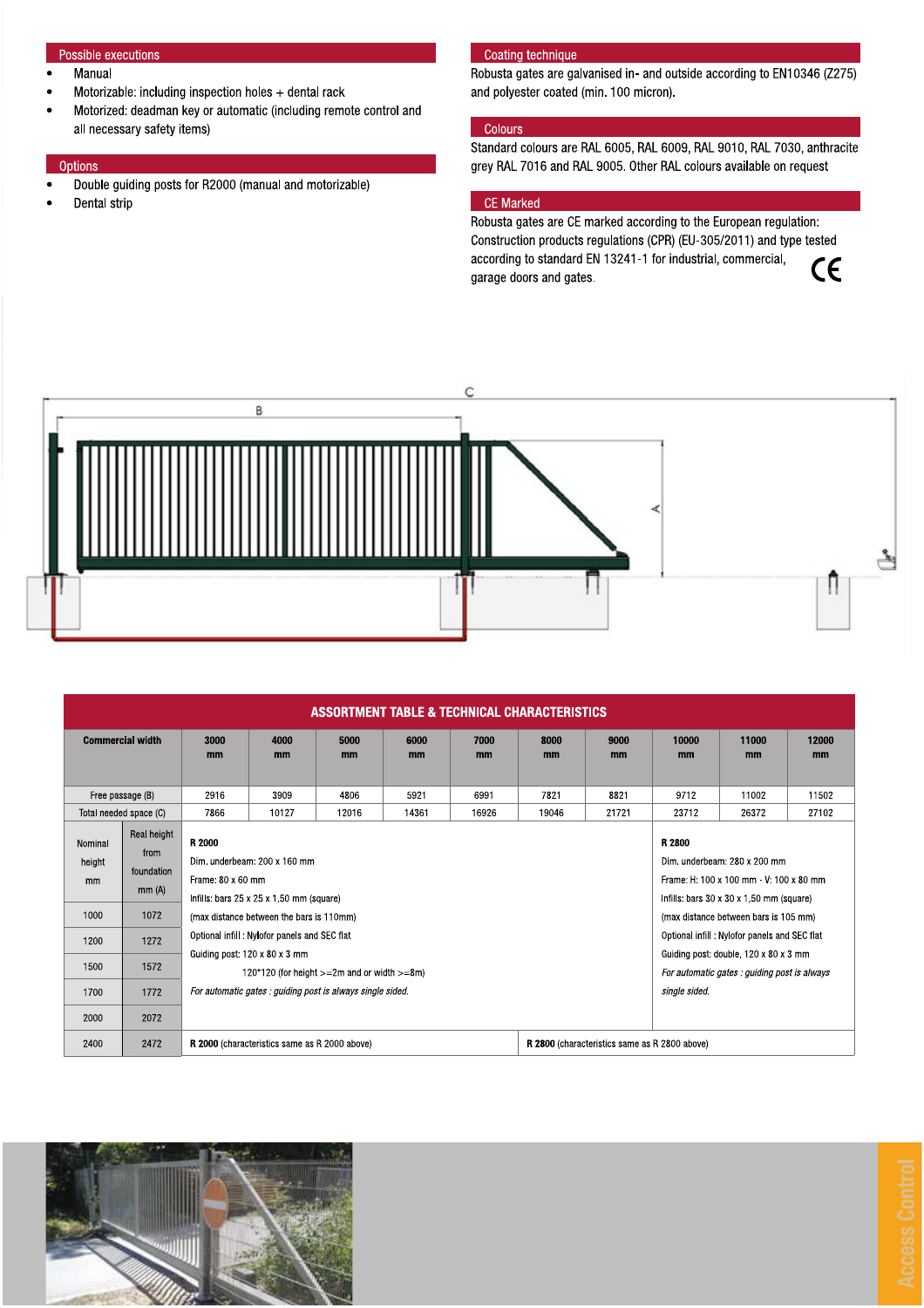## Possible executions

- Manual
- Motorizable: including inspection holes + dental rack
- Motorized: deadman key or automatic (including remote control and all necessary safety items)

## Options

- Double guiding posts for R2000 (manual and motorizable)
- Dental strip

## Coating technique

Robusta gates are galvanised in- and outside according to EN10346 (Z275) and polyester coated (min. 100 micron).

## Colours

Standard colours are RAL 6005, RAL 6009, RAL 9010, RAL 7030, anthracite grey RAL 7016 and RAL 9005. Other RAL colours available on request

## CE Marked

Robusta gates are CE marked according to the European regulation: Construction products regulations (CPR) (EU-305/2011) and type tested according to standard EN 13241-1 for industrial, commercial, garage doors and gates.

## ASSORTMENT TABLE & TECHNICAL CHARACTERISTICS

| Commercial width | | 3000 mm | 4000 mm | 5000 mm | 6000 mm | 7000 mm | 8000 mm | 9000 mm | 10000 mm | 11000 mm | 12000 mm |
|---|---|---|---|---|---|---|---|---|---|---|---|
| Free passage (B) | | 2916 | 3909 | 4806 | 5921 | 6991 | 7821 | 8821 | 9712 | 11002 | 11502 |
| Total needed space (C) | | 7866 | 10127 | 12016 | 14361 | 16926 | 19046 | 21721 | 23712 | 26372 | 27102 |
| Nominal height mm | Real height from foundation mm (A) | **R 2000**<br>Dim. underbeam: 200 x 160 mm<br>Frame: 80 x 60 mm<br>Infills: bars 25 x 25 x 1,50 mm (square) | | | | | | | **R 2800**<br>Dim. underbeam: 280 x 200 mm<br>Frame: H: 100 x 100 mm - V: 100 x 80 mm<br>Infills: bars 30 x 30 x 1,50 mm (square) | | |
| 1000 | 1072 | (max distance between the bars is 110mm) | | | | | | | (max distance between bars is 105 mm) | | |
| 1200 | 1272 | Optional infill : Nylofor panels and SEC flat | | | | | | | Optional infill : Nylofor panels and SEC flat | | |
| 1500 | 1572 | Guiding post: 120 x 80 x 3 mm<br>120*120 (for height >=2m and or width >=8m) | | | | | | | Guiding post: double, 120 x 80 x 3 mm<br>*For automatic gates : guiding post is always single sided.* | | |
| 1700 | 1772 | *For automatic gates : guiding post is always single sided.* | | | | | | | | | |
| 2000 | 2072 | | | | | | | | | | |
| 2400 | 2472 | **R 2000** (characteristics same as R 2000 above) | | | | | **R 2800** (characteristics same as R 2800 above) | | | | |

Access Control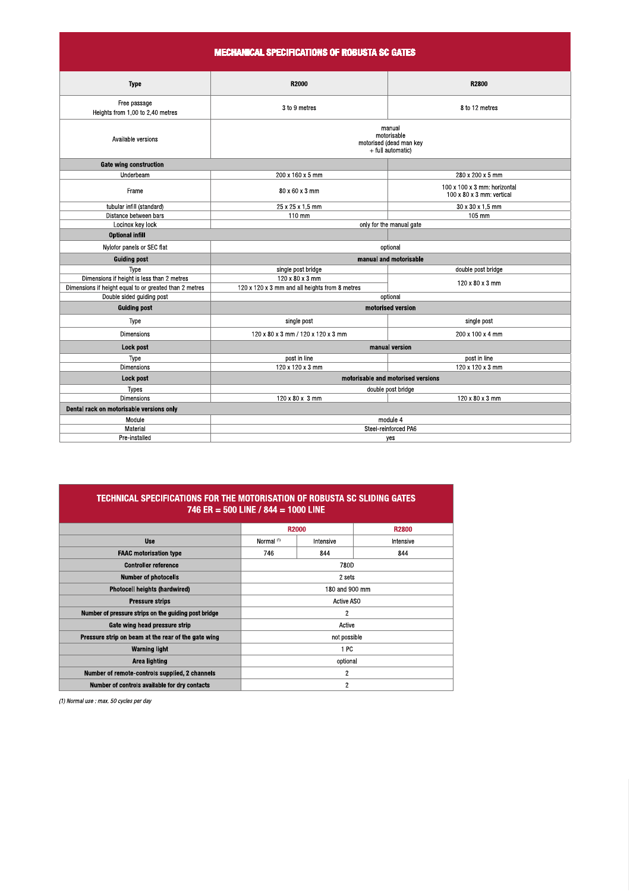## MECHANICAL SPECIFICATIONS OF ROBUSTA SC GATES

| Type | R2000 | R2800 |
|---|---|---|
| Free passage<br>Heights from 1,00 to 2,40 metres | 3 to 9 metres | 8 to 12 metres |
| Available versions | manual<br>motorisable<br>motorised (dead man key<br>+ full automatic) | |
| **Gate wing construction** | | |
| Underbeam | 200 x 160 x 5 mm | 280 x 200 x 5 mm |
| Frame | 80 x 60 x 3 mm | 100 x 100 x 3 mm: horizontal<br>100 x 80 x 3 mm: vertical |
| tubular infill (standard) | 25 x 25 x 1,5 mm | 30 x 30 x 1,5 mm |
| Distance between bars | 110 mm | 105 mm |
| Locinox key lock | only for the manual gate | |
| **Optional infill** | | |
| Nylofor panels or SEC flat | optional | |
| **Guiding post** | **manual and motorisable** | |
| Type | single post bridge | double post bridge |
| Dimensions if height is less than 2 metres | 120 x 80 x 3 mm | 120 x 80 x 3 mm |
| Dimensions if height equal to or greated than 2 metres | 120 x 120 x 3 mm and all heights from 8 metres | |
| Double sided guiding post | optional | |
| **Guiding post** | **motorised version** | |
| Type | single post | single post |
| Dimensions | 120 x 80 x 3 mm / 120 x 120 x 3 mm | 200 x 100 x 4 mm |
| **Lock post** | **manual version** | |
| Type | post in line | post in line |
| Dimensions | 120 x 120 x 3 mm | 120 x 120 x 3 mm |
| **Lock post** | **motorisable and motorised versions** | |
| Types | double post bridge | |
| Dimensions | 120 x 80 x 3 mm | 120 x 80 x 3 mm |
| **Dental rack on motorisable versions only** | | |
| Module | module 4 | |
| Material | Steel-reinforced PA6 | |
| Pre-installed | yes | |

## TECHNICAL SPECIFICATIONS FOR THE MOTORISATION OF ROBUSTA SC SLIDING GATES
## 746 ER = 500 LINE / 844 = 1000 LINE

| | R2000 | | R2800 |
|---|---|---|---|
| **Use** | Normal [1] | Intensive | Intensive |
| **FAAC motorisation type** | 746 | 844 | 844 |
| **Controller reference** | 780D | | |
| **Number of photocells** | 2 sets | | |
| **Photocell heights (hardwired)** | 180 and 900 mm | | |
| **Pressure strips** | Active ASO | | |
| **Number of pressure strips on the guiding post bridge** | 2 | | |
| **Gate wing head pressure strip** | Active | | |
| **Pressure strip on beam at the rear of the gate wing** | not possible | | |
| **Warning light** | 1 PC | | |
| **Area lighting** | optional | | |
| **Number of remote-controls supplied, 2 channels** | 2 | | |
| **Number of controls available for dry contacts** | 2 | | |

*(1) Normal use : max. 50 cycles per day*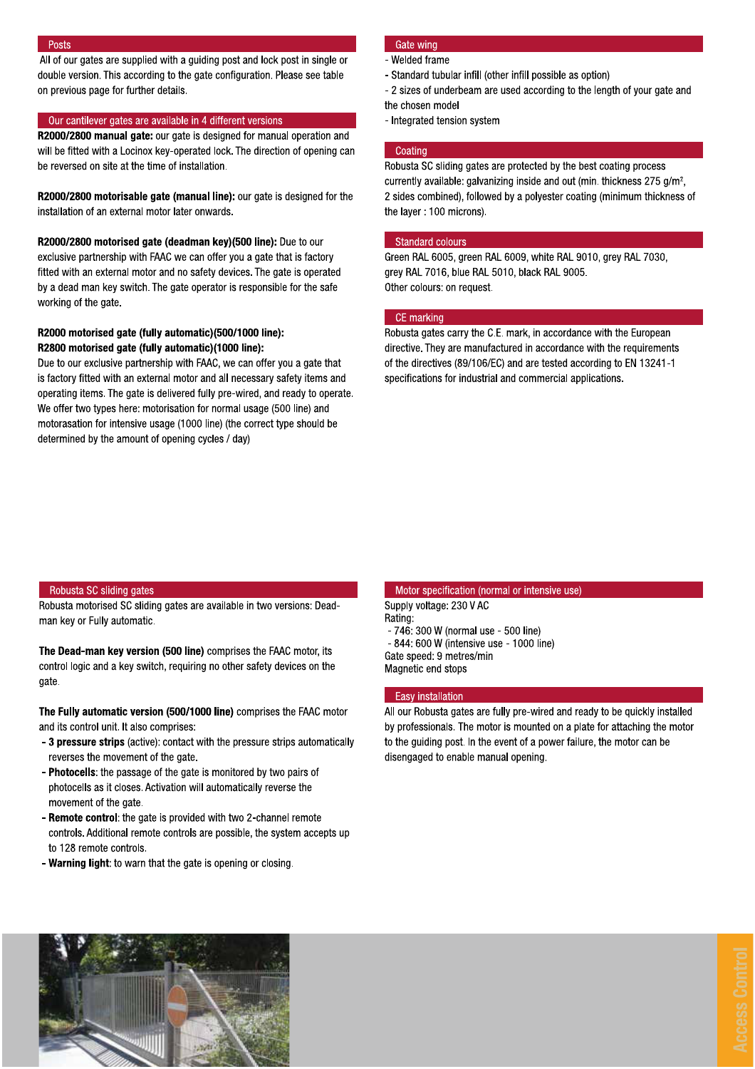## Posts

All of our gates are supplied with a guiding post and lock post in single or double version. This according to the gate configuration. Please see table on previous page for further details.

## Our cantilever gates are available in 4 different versions

**R2000/2800 manual gate:** our gate is designed for manual operation and will be fitted with a Locinox key-operated lock. The direction of opening can be reversed on site at the time of installation.

**R2000/2800 motorisable gate (manual line):** our gate is designed for the installation of an external motor later onwards.

**R2000/2800 motorised gate (deadman key)(500 line):** Due to our exclusive partnership with FAAC we can offer you a gate that is factory fitted with an external motor and no safety devices. The gate is operated by a dead man key switch. The gate operator is responsible for the safe working of the gate.

**R2000 motorised gate (fully automatic)(500/1000 line):**
**R2800 motorised gate (fully automatic)(1000 line):**
Due to our exclusive partnership with FAAC, we can offer you a gate that is factory fitted with an external motor and all necessary safety items and operating items. The gate is delivered fully pre-wired, and ready to operate. We offer two types here: motorisation for normal usage (500 line) and motorasation for intensive usage (1000 line) (the correct type should be determined by the amount of opening cycles / day)

## Gate wing

- Welded frame
- Standard tubular infill (other infill possible as option)
- 2 sizes of underbeam are used according to the length of your gate and the chosen model
- Integrated tension system

## Coating

Robusta SC sliding gates are protected by the best coating process currently available: galvanizing inside and out (min. thickness 275 g/m², 2 sides combined), followed by a polyester coating (minimum thickness of the layer : 100 microns).

## Standard colours

Green RAL 6005, green RAL 6009, white RAL 9010, grey RAL 7030, grey RAL 7016, blue RAL 5010, black RAL 9005.
Other colours: on request.

## CE marking

Robusta gates carry the C.E. mark, in accordance with the European directive. They are manufactured in accordance with the requirements of the directives (89/106/EC) and are tested according to EN 13241-1 specifications for industrial and commercial applications.

## Robusta SC sliding gates

Robusta motorised SC sliding gates are available in two versions: Dead-man key or Fully automatic.

**The Dead-man key version (500 line)** comprises the FAAC motor, its control logic and a key switch, requiring no other safety devices on the gate.

**The Fully automatic version (500/1000 line)** comprises the FAAC motor and its control unit. It also comprises:

- **3 pressure strips** (active): contact with the pressure strips automatically reverses the movement of the gate.
- **Photocells**: the passage of the gate is monitored by two pairs of photocells as it closes. Activation will automatically reverse the movement of the gate.
- **Remote control**: the gate is provided with two 2-channel remote controls. Additional remote controls are possible, the system accepts up to 128 remote controls.
- **Warning light**: to warn that the gate is opening or closing.

## Motor specification (normal or intensive use)

Supply voltage: 230 V AC
Rating:
- 746: 300 W (normal use - 500 line)
- 844: 600 W (intensive use - 1000 line)

Gate speed: 9 metres/min
Magnetic end stops

## Easy installation

All our Robusta gates are fully pre-wired and ready to be quickly installed by professionals. The motor is mounted on a plate for attaching the motor to the guiding post. In the event of a power failure, the motor can be disengaged to enable manual opening.